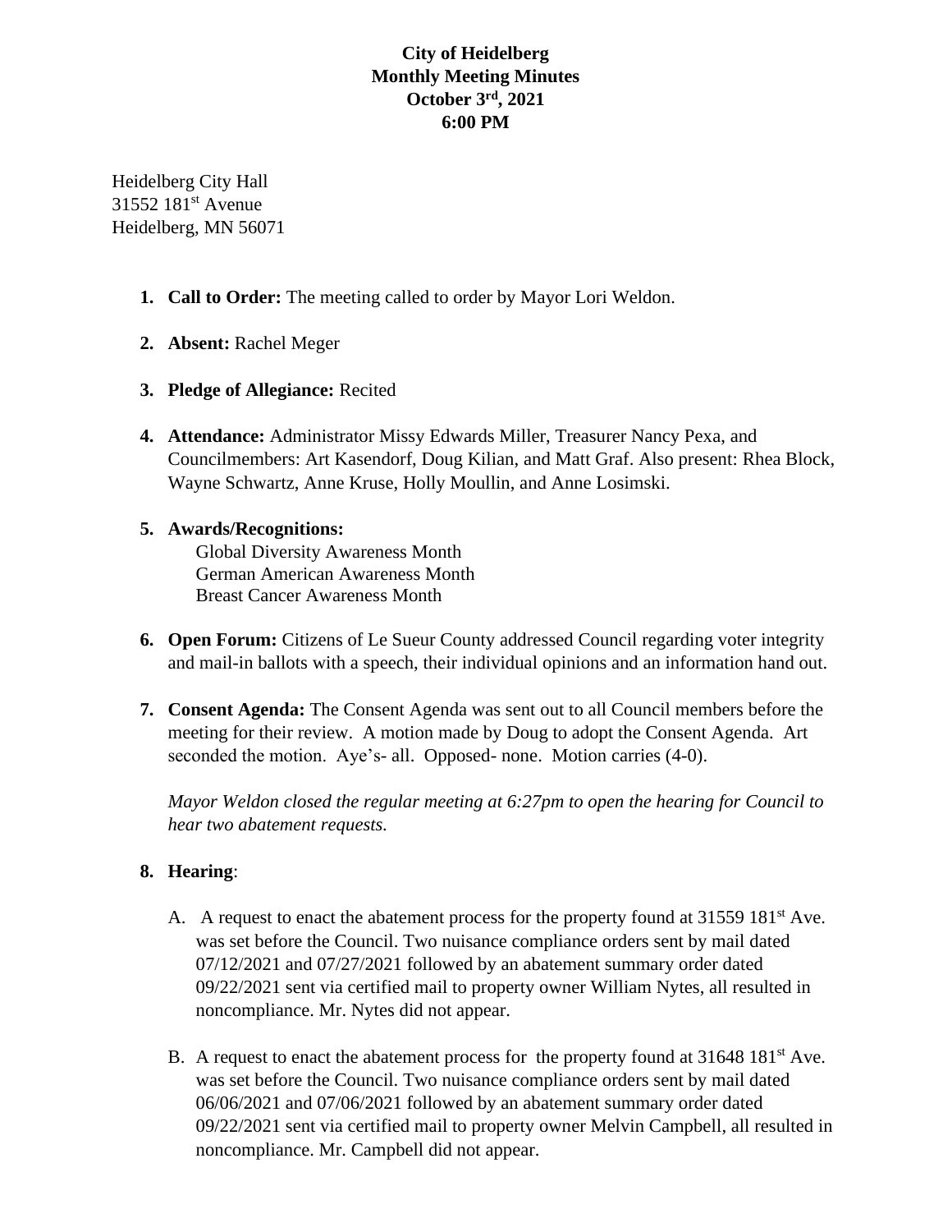**City of Heidelberg**
**Monthly Meeting Minutes**
**October 3rd, 2021**
**6:00 PM**

Heidelberg City Hall
31552 181st Avenue
Heidelberg, MN 56071

1. **Call to Order:** The meeting called to order by Mayor Lori Weldon.

2. **Absent:** Rachel Meger

3. **Pledge of Allegiance:** Recited

4. **Attendance:** Administrator Missy Edwards Miller, Treasurer Nancy Pexa, and Councilmembers: Art Kasendorf, Doug Kilian, and Matt Graf. Also present: Rhea Block, Wayne Schwartz, Anne Kruse, Holly Moullin, and Anne Losimski.

5. **Awards/Recognitions:**
   Global Diversity Awareness Month
   German American Awareness Month
   Breast Cancer Awareness Month

6. **Open Forum:** Citizens of Le Sueur County addressed Council regarding voter integrity and mail-in ballots with a speech, their individual opinions and an information hand out.

7. **Consent Agenda:** The Consent Agenda was sent out to all Council members before the meeting for their review. A motion made by Doug to adopt the Consent Agenda. Art seconded the motion. Aye's- all. Opposed- none. Motion carries (4-0).

   *Mayor Weldon closed the regular meeting at 6:27pm to open the hearing for Council to hear two abatement requests.*

8. **Hearing**:

   A. A request to enact the abatement process for the property found at 31559 181st Ave. was set before the Council. Two nuisance compliance orders sent by mail dated 07/12/2021 and 07/27/2021 followed by an abatement summary order dated 09/22/2021 sent via certified mail to property owner William Nytes, all resulted in noncompliance. Mr. Nytes did not appear.

   B. A request to enact the abatement process for the property found at 31648 181st Ave. was set before the Council. Two nuisance compliance orders sent by mail dated 06/06/2021 and 07/06/2021 followed by an abatement summary order dated 09/22/2021 sent via certified mail to property owner Melvin Campbell, all resulted in noncompliance. Mr. Campbell did not appear.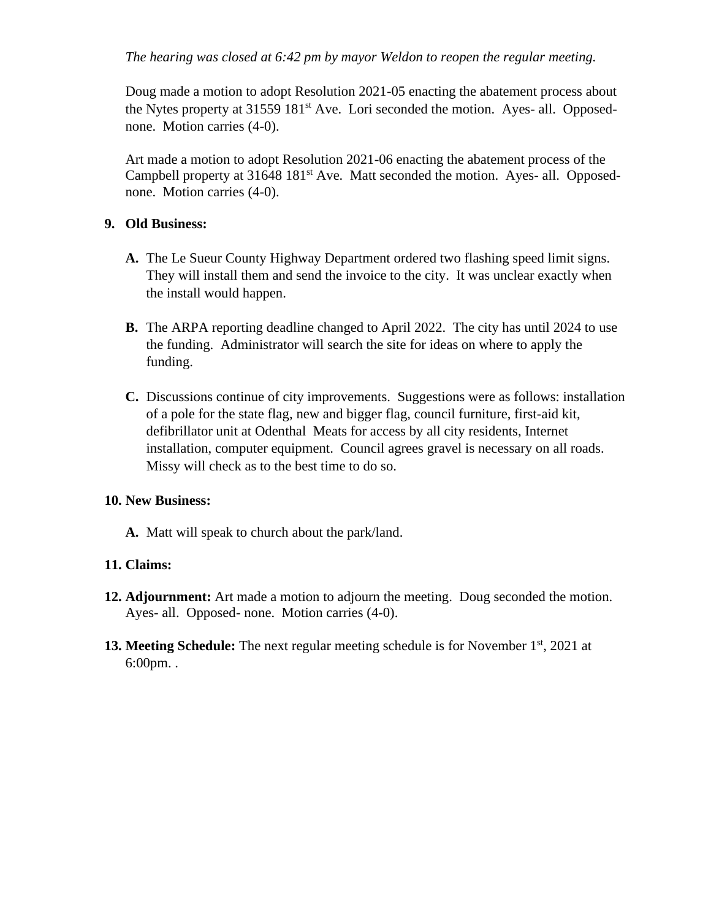*The hearing was closed at 6:42 pm by mayor Weldon to reopen the regular meeting.*

Doug made a motion to adopt Resolution 2021-05 enacting the abatement process about the Nytes property at 31559 181st Ave. Lori seconded the motion. Ayes- all. Opposed- none. Motion carries (4-0).

Art made a motion to adopt Resolution 2021-06 enacting the abatement process of the Campbell property at 31648 181st Ave. Matt seconded the motion. Ayes- all. Opposed- none. Motion carries (4-0).

9. **Old Business:**

   **A.** The Le Sueur County Highway Department ordered two flashing speed limit signs. They will install them and send the invoice to the city. It was unclear exactly when the install would happen.

   **B.** The ARPA reporting deadline changed to April 2022. The city has until 2024 to use the funding. Administrator will search the site for ideas on where to apply the funding.

   **C.** Discussions continue of city improvements. Suggestions were as follows: installation of a pole for the state flag, new and bigger flag, council furniture, first-aid kit, defibrillator unit at Odenthal Meats for access by all city residents, Internet installation, computer equipment. Council agrees gravel is necessary on all roads. Missy will check as to the best time to do so.

10. **New Business:**

    **A.** Matt will speak to church about the park/land.

11. **Claims:**

12. **Adjournment:** Art made a motion to adjourn the meeting. Doug seconded the motion. Ayes- all. Opposed- none. Motion carries (4-0).

13. **Meeting Schedule:** The next regular meeting schedule is for November 1st, 2021 at 6:00pm. .